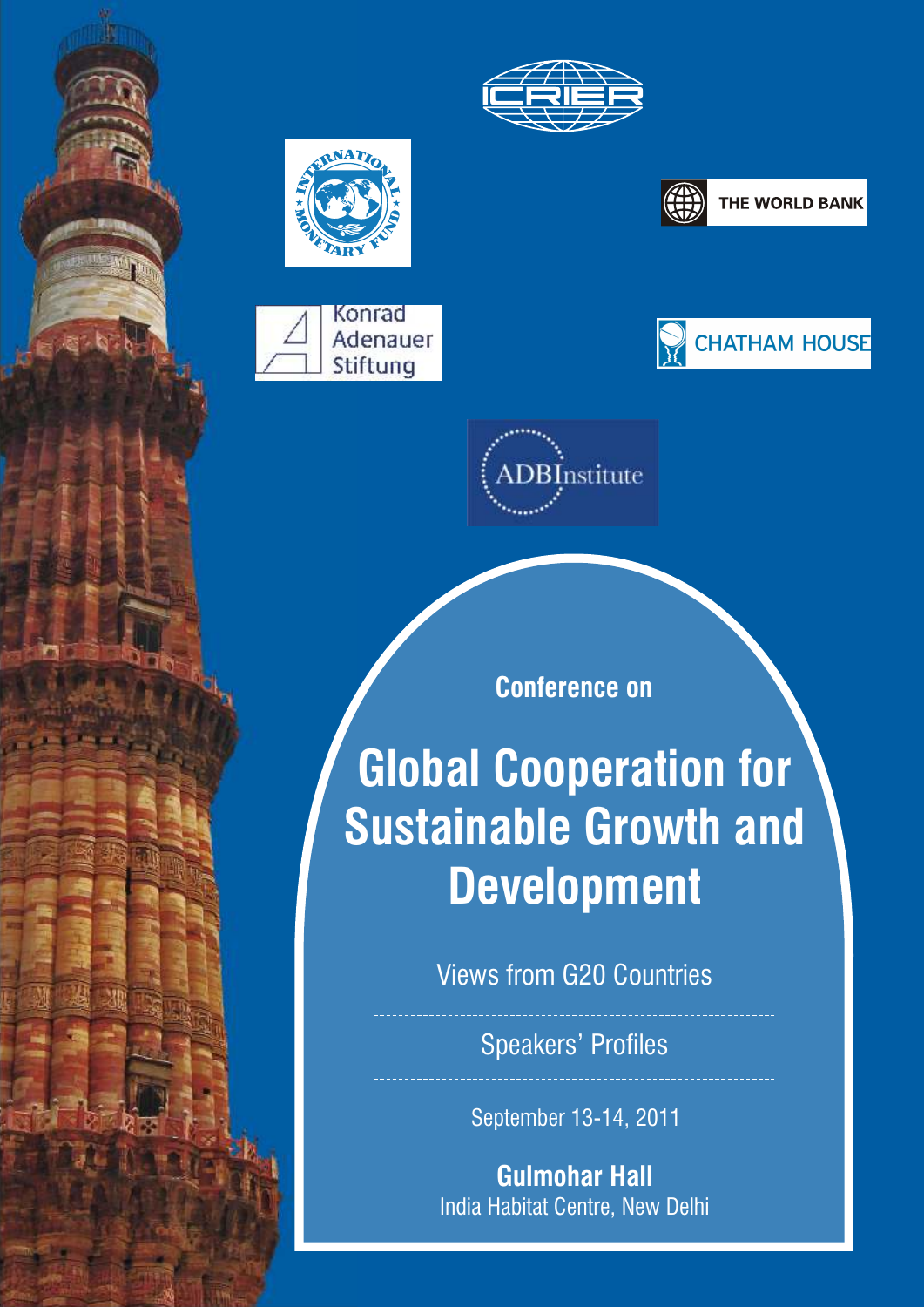ICRIER

INTERNATIONAL MONETARY FUND

THE WORLD BANK

Konrad Adenauer Stiftung

CHATHAM HOUSE

ADBInstitute

**Conference on**

# Global Cooperation for Sustainable Growth and Development

Views from G20 Countries

Speakers' Profiles

September 13-14, 2011

**Gulmohar Hall**

India Habitat Centre, New Delhi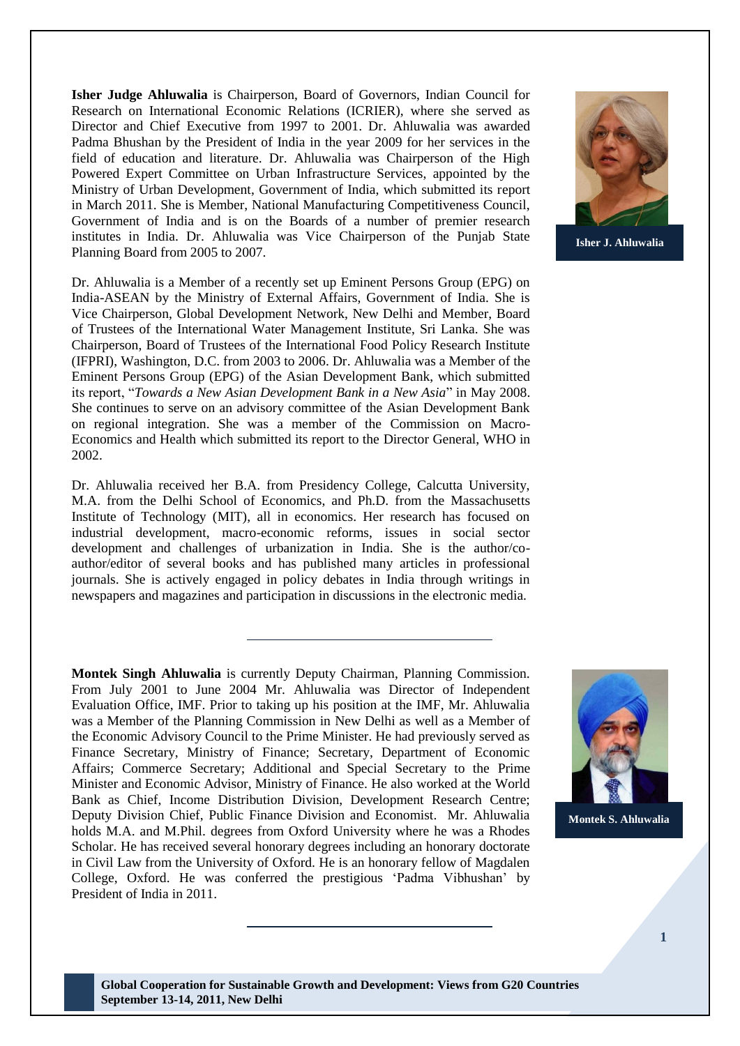**Isher Judge Ahluwalia** is Chairperson, Board of Governors, Indian Council for Research on International Economic Relations (ICRIER), where she served as Director and Chief Executive from 1997 to 2001. Dr. Ahluwalia was awarded Padma Bhushan by the President of India in the year 2009 for her services in the field of education and literature. Dr. Ahluwalia was Chairperson of the High Powered Expert Committee on Urban Infrastructure Services, appointed by the Ministry of Urban Development, Government of India, which submitted its report in March 2011. She is Member, National Manufacturing Competitiveness Council, Government of India and is on the Boards of a number of premier research institutes in India. Dr. Ahluwalia was Vice Chairperson of the Punjab State Planning Board from 2005 to 2007.

**Isher J. Ahluwalia**

Dr. Ahluwalia is a Member of a recently set up Eminent Persons Group (EPG) on India-ASEAN by the Ministry of External Affairs, Government of India. She is Vice Chairperson, Global Development Network, New Delhi and Member, Board of Trustees of the International Water Management Institute, Sri Lanka. She was Chairperson, Board of Trustees of the International Food Policy Research Institute (IFPRI), Washington, D.C. from 2003 to 2006. Dr. Ahluwalia was a Member of the Eminent Persons Group (EPG) of the Asian Development Bank, which submitted its report, "*Towards a New Asian Development Bank in a New Asia*" in May 2008. She continues to serve on an advisory committee of the Asian Development Bank on regional integration. She was a member of the Commission on Macro-Economics and Health which submitted its report to the Director General, WHO in 2002.

Dr. Ahluwalia received her B.A. from Presidency College, Calcutta University, M.A. from the Delhi School of Economics, and Ph.D. from the Massachusetts Institute of Technology (MIT), all in economics. Her research has focused on industrial development, macro-economic reforms, issues in social sector development and challenges of urbanization in India. She is the author/co-author/editor of several books and has published many articles in professional journals. She is actively engaged in policy debates in India through writings in newspapers and magazines and participation in discussions in the electronic media.

---

**Montek Singh Ahluwalia** is currently Deputy Chairman, Planning Commission. From July 2001 to June 2004 Mr. Ahluwalia was Director of Independent Evaluation Office, IMF. Prior to taking up his position at the IMF, Mr. Ahluwalia was a Member of the Planning Commission in New Delhi as well as a Member of the Economic Advisory Council to the Prime Minister. He had previously served as Finance Secretary, Ministry of Finance; Secretary, Department of Economic Affairs; Commerce Secretary; Additional and Special Secretary to the Prime Minister and Economic Advisor, Ministry of Finance. He also worked at the World Bank as Chief, Income Distribution Division, Development Research Centre; Deputy Division Chief, Public Finance Division and Economist. Mr. Ahluwalia holds M.A. and M.Phil. degrees from Oxford University where he was a Rhodes Scholar. He has received several honorary degrees including an honorary doctorate in Civil Law from the University of Oxford. He is an honorary fellow of Magdalen College, Oxford. He was conferred the prestigious 'Padma Vibhushan' by President of India in 2011.

**Montek S. Ahluwalia**

---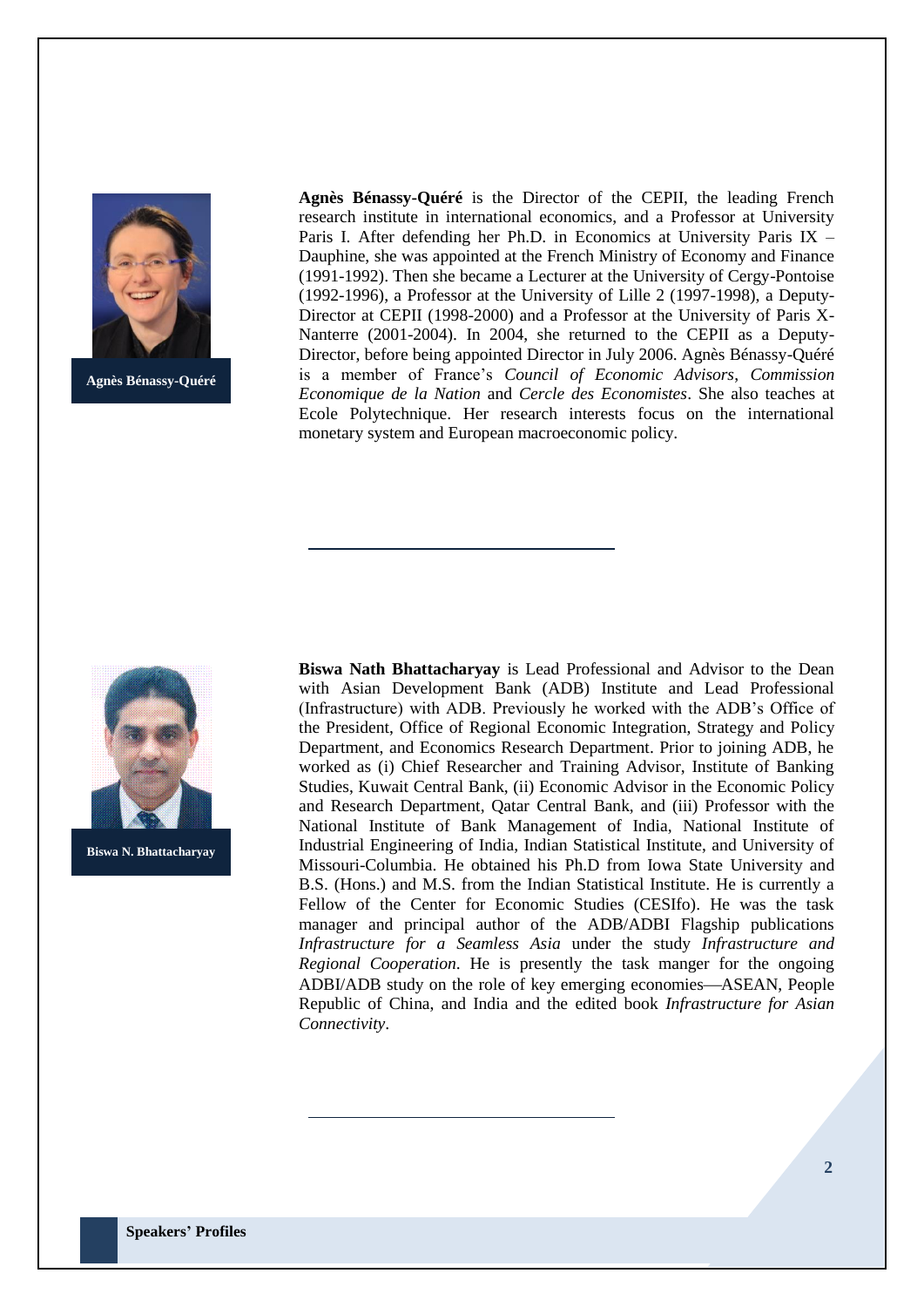Agnès Bénassy-Quéré

**Agnès Bénassy-Quéré** is the Director of the CEPII, the leading French research institute in international economics, and a Professor at University Paris I. After defending her Ph.D. in Economics at University Paris IX – Dauphine, she was appointed at the French Ministry of Economy and Finance (1991-1992). Then she became a Lecturer at the University of Cergy-Pontoise (1992-1996), a Professor at the University of Lille 2 (1997-1998), a Deputy-Director at CEPII (1998-2000) and a Professor at the University of Paris X-Nanterre (2001-2004). In 2004, she returned to the CEPII as a Deputy-Director, before being appointed Director in July 2006. Agnès Bénassy-Quéré is a member of France's *Council of Economic Advisors*, *Commission Economique de la Nation* and *Cercle des Economistes*. She also teaches at Ecole Polytechnique. Her research interests focus on the international monetary system and European macroeconomic policy.

---

Biswa N. Bhattacharyay

**Biswa Nath Bhattacharyay** is Lead Professional and Advisor to the Dean with Asian Development Bank (ADB) Institute and Lead Professional (Infrastructure) with ADB. Previously he worked with the ADB's Office of the President, Office of Regional Economic Integration, Strategy and Policy Department, and Economics Research Department. Prior to joining ADB, he worked as (i) Chief Researcher and Training Advisor, Institute of Banking Studies, Kuwait Central Bank, (ii) Economic Advisor in the Economic Policy and Research Department, Qatar Central Bank, and (iii) Professor with the National Institute of Bank Management of India, National Institute of Industrial Engineering of India, Indian Statistical Institute, and University of Missouri-Columbia. He obtained his Ph.D from Iowa State University and B.S. (Hons.) and M.S. from the Indian Statistical Institute. He is currently a Fellow of the Center for Economic Studies (CESIfo). He was the task manager and principal author of the ADB/ADBI Flagship publications *Infrastructure for a Seamless Asia* under the study *Infrastructure and Regional Cooperation*. He is presently the task manger for the ongoing ADBI/ADB study on the role of key emerging economies—ASEAN, People Republic of China, and India and the edited book *Infrastructure for Asian Connectivity*.

---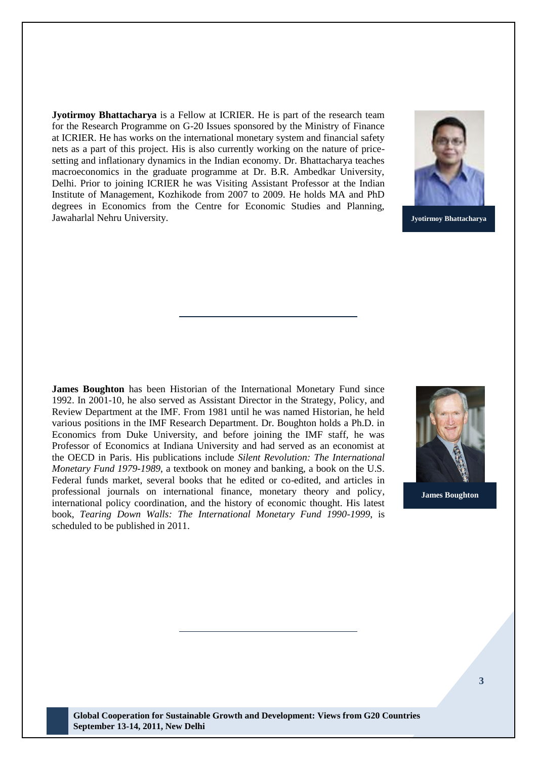**Jyotirmoy Bhattacharya** is a Fellow at ICRIER. He is part of the research team for the Research Programme on G-20 Issues sponsored by the Ministry of Finance at ICRIER. He has works on the international monetary system and financial safety nets as a part of this project. His is also currently working on the nature of price-setting and inflationary dynamics in the Indian economy. Dr. Bhattacharya teaches macroeconomics in the graduate programme at Dr. B.R. Ambedkar University, Delhi. Prior to joining ICRIER he was Visiting Assistant Professor at the Indian Institute of Management, Kozhikode from 2007 to 2009. He holds MA and PhD degrees in Economics from the Centre for Economic Studies and Planning, Jawaharlal Nehru University.

Jyotirmoy Bhattacharya

---

**James Boughton** has been Historian of the International Monetary Fund since 1992. In 2001-10, he also served as Assistant Director in the Strategy, Policy, and Review Department at the IMF. From 1981 until he was named Historian, he held various positions in the IMF Research Department. Dr. Boughton holds a Ph.D. in Economics from Duke University, and before joining the IMF staff, he was Professor of Economics at Indiana University and had served as an economist at the OECD in Paris. His publications include *Silent Revolution: The International Monetary Fund 1979-1989*, a textbook on money and banking, a book on the U.S. Federal funds market, several books that he edited or co-edited, and articles in professional journals on international finance, monetary theory and policy, international policy coordination, and the history of economic thought. His latest book, *Tearing Down Walls: The International Monetary Fund 1990-1999*, is scheduled to be published in 2011.

James Boughton

---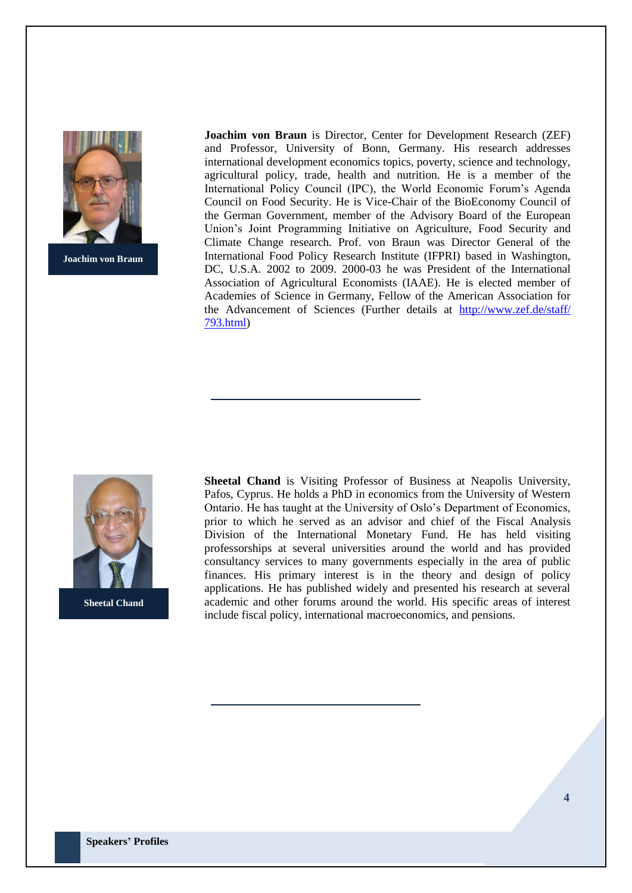**Joachim von Braun**

**Joachim von Braun** is Director, Center for Development Research (ZEF) and Professor, University of Bonn, Germany. His research addresses international development economics topics, poverty, science and technology, agricultural policy, trade, health and nutrition. He is a member of the International Policy Council (IPC), the World Economic Forum's Agenda Council on Food Security. He is Vice-Chair of the BioEconomy Council of the German Government, member of the Advisory Board of the European Union's Joint Programming Initiative on Agriculture, Food Security and Climate Change research. Prof. von Braun was Director General of the International Food Policy Research Institute (IFPRI) based in Washington, DC, U.S.A. 2002 to 2009. 2000-03 he was President of the International Association of Agricultural Economists (IAAE). He is elected member of Academies of Science in Germany, Fellow of the American Association for the Advancement of Sciences (Further details at [http://www.zef.de/staff/793.html](http://www.zef.de/staff/793.html))

---

**Sheetal Chand**

**Sheetal Chand** is Visiting Professor of Business at Neapolis University, Pafos, Cyprus. He holds a PhD in economics from the University of Western Ontario. He has taught at the University of Oslo's Department of Economics, prior to which he served as an advisor and chief of the Fiscal Analysis Division of the International Monetary Fund. He has held visiting professorships at several universities around the world and has provided consultancy services to many governments especially in the area of public finances. His primary interest is in the theory and design of policy applications. He has published widely and presented his research at several academic and other forums around the world. His specific areas of interest include fiscal policy, international macroeconomics, and pensions.

---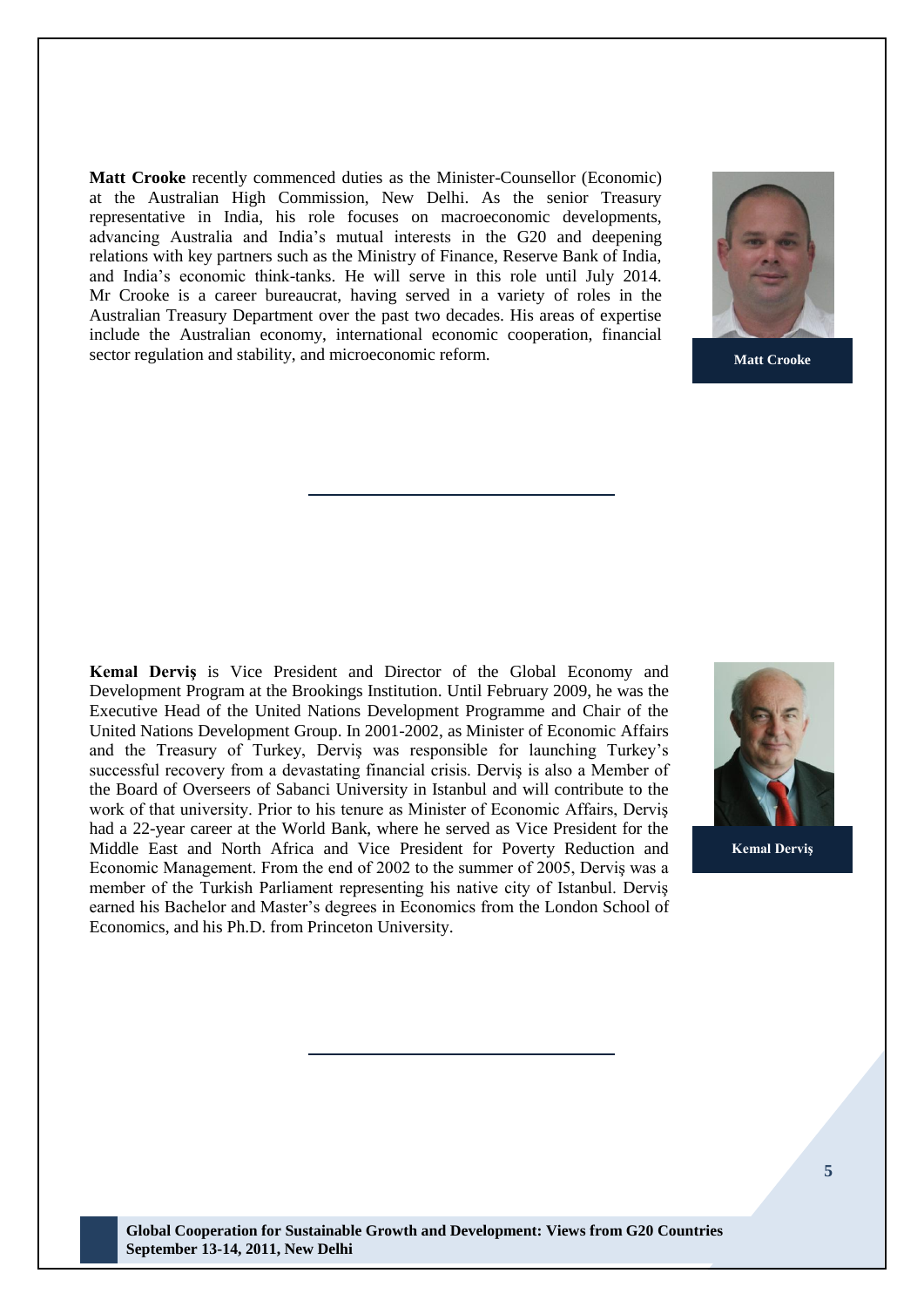**Matt Crooke** recently commenced duties as the Minister-Counsellor (Economic) at the Australian High Commission, New Delhi. As the senior Treasury representative in India, his role focuses on macroeconomic developments, advancing Australia and India's mutual interests in the G20 and deepening relations with key partners such as the Ministry of Finance, Reserve Bank of India, and India's economic think-tanks. He will serve in this role until July 2014. Mr Crooke is a career bureaucrat, having served in a variety of roles in the Australian Treasury Department over the past two decades. His areas of expertise include the Australian economy, international economic cooperation, financial sector regulation and stability, and microeconomic reform.

**Matt Crooke**

---

**Kemal Derviş** is Vice President and Director of the Global Economy and Development Program at the Brookings Institution. Until February 2009, he was the Executive Head of the United Nations Development Programme and Chair of the United Nations Development Group. In 2001-2002, as Minister of Economic Affairs and the Treasury of Turkey, Derviş was responsible for launching Turkey's successful recovery from a devastating financial crisis. Derviş is also a Member of the Board of Overseers of Sabanci University in Istanbul and will contribute to the work of that university. Prior to his tenure as Minister of Economic Affairs, Derviş had a 22-year career at the World Bank, where he served as Vice President for the Middle East and North Africa and Vice President for Poverty Reduction and Economic Management. From the end of 2002 to the summer of 2005, Derviş was a member of the Turkish Parliament representing his native city of Istanbul. Derviş earned his Bachelor and Master's degrees in Economics from the London School of Economics, and his Ph.D. from Princeton University.

**Kemal Derviş**

---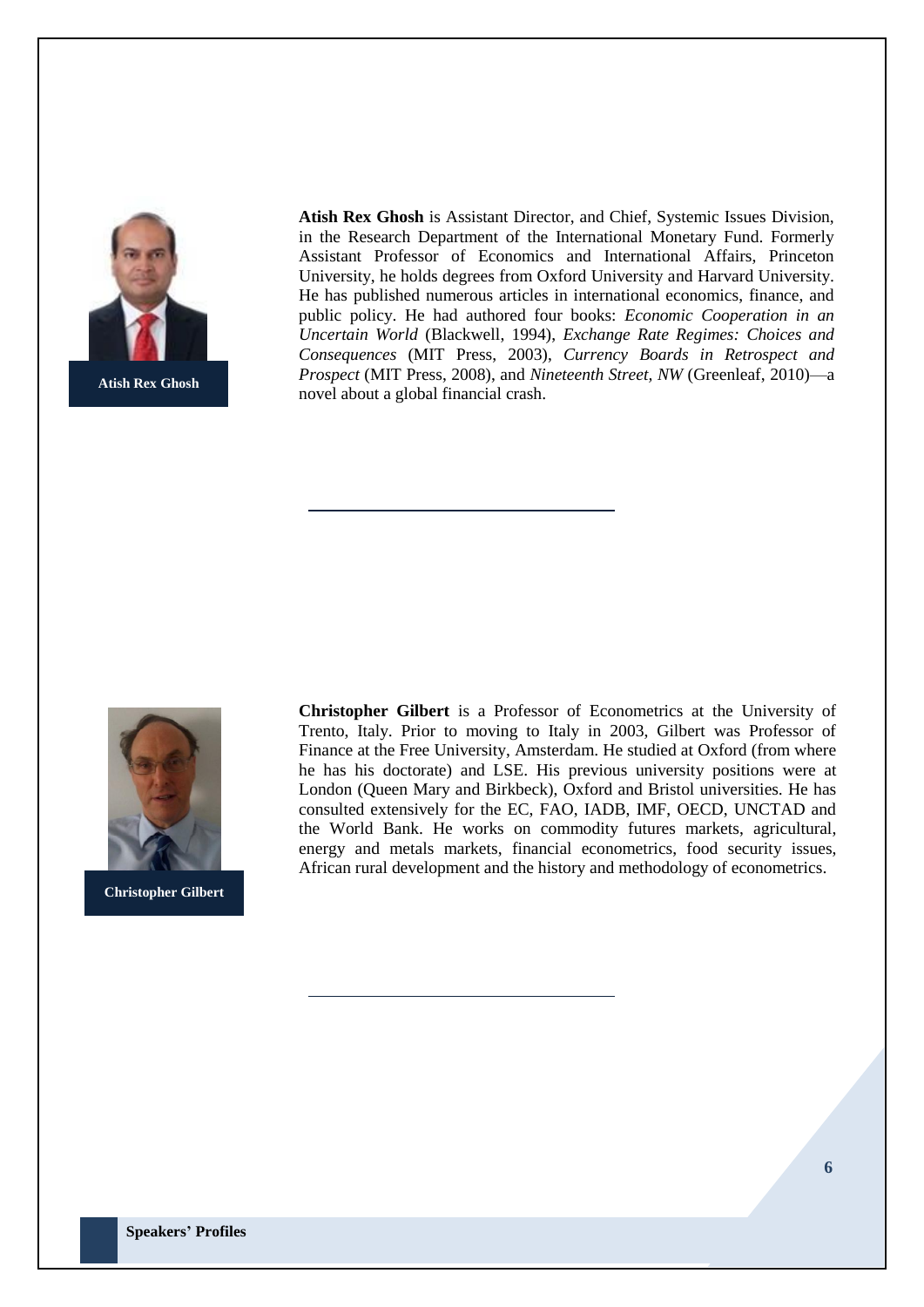**Atish Rex Ghosh**

**Atish Rex Ghosh** is Assistant Director, and Chief, Systemic Issues Division, in the Research Department of the International Monetary Fund. Formerly Assistant Professor of Economics and International Affairs, Princeton University, he holds degrees from Oxford University and Harvard University. He has published numerous articles in international economics, finance, and public policy. He had authored four books: *Economic Cooperation in an Uncertain World* (Blackwell, 1994), *Exchange Rate Regimes: Choices and Consequences* (MIT Press, 2003), *Currency Boards in Retrospect and Prospect* (MIT Press, 2008), and *Nineteenth Street, NW* (Greenleaf, 2010)—a novel about a global financial crash.

---

**Christopher Gilbert**

**Christopher Gilbert** is a Professor of Econometrics at the University of Trento, Italy. Prior to moving to Italy in 2003, Gilbert was Professor of Finance at the Free University, Amsterdam. He studied at Oxford (from where he has his doctorate) and LSE. His previous university positions were at London (Queen Mary and Birkbeck), Oxford and Bristol universities. He has consulted extensively for the EC, FAO, IADB, IMF, OECD, UNCTAD and the World Bank. He works on commodity futures markets, agricultural, energy and metals markets, financial econometrics, food security issues, African rural development and the history and methodology of econometrics.

---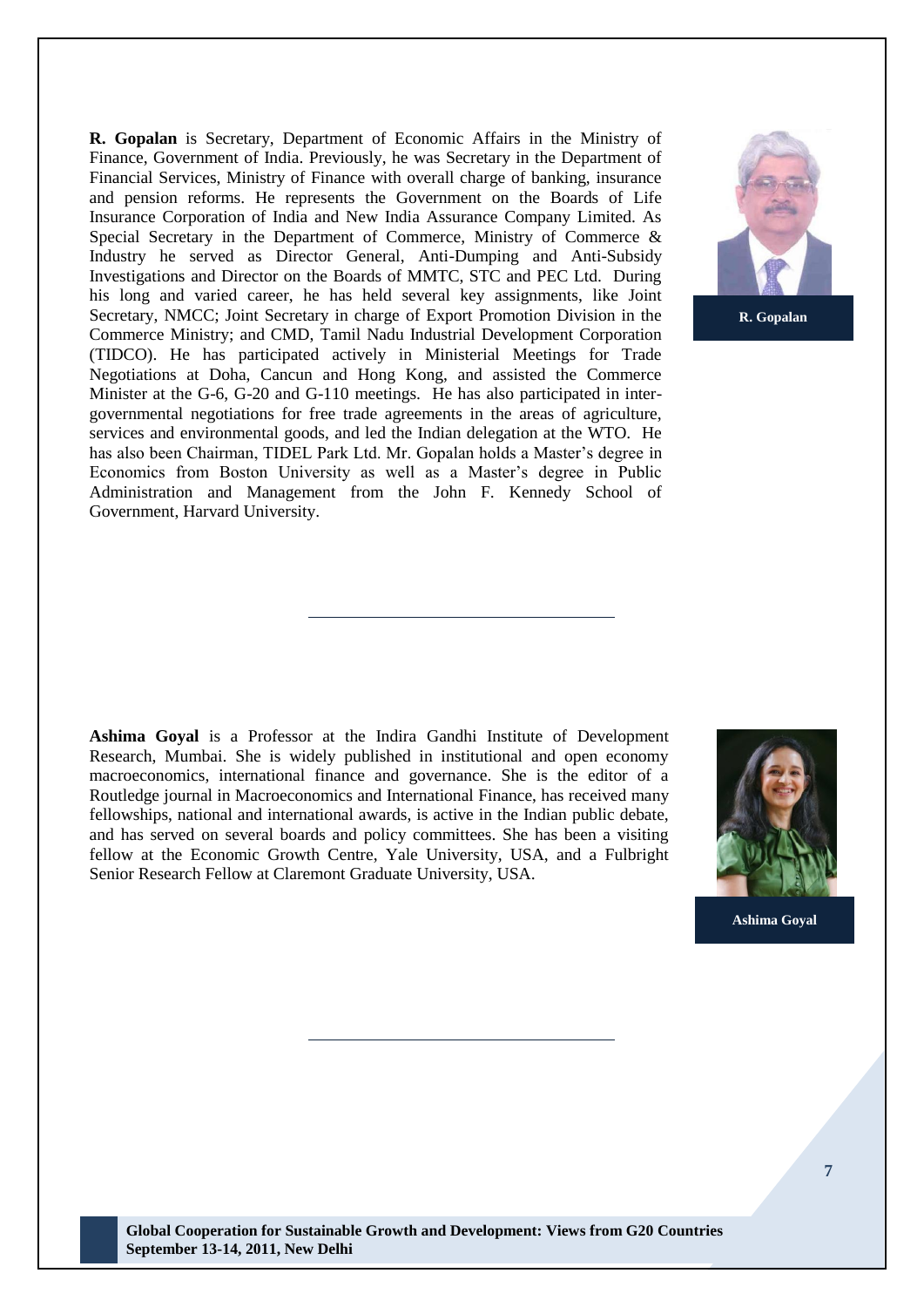**R. Gopalan** is Secretary, Department of Economic Affairs in the Ministry of Finance, Government of India. Previously, he was Secretary in the Department of Financial Services, Ministry of Finance with overall charge of banking, insurance and pension reforms. He represents the Government on the Boards of Life Insurance Corporation of India and New India Assurance Company Limited. As Special Secretary in the Department of Commerce, Ministry of Commerce & Industry he served as Director General, Anti-Dumping and Anti-Subsidy Investigations and Director on the Boards of MMTC, STC and PEC Ltd. During his long and varied career, he has held several key assignments, like Joint Secretary, NMCC; Joint Secretary in charge of Export Promotion Division in the Commerce Ministry; and CMD, Tamil Nadu Industrial Development Corporation (TIDCO). He has participated actively in Ministerial Meetings for Trade Negotiations at Doha, Cancun and Hong Kong, and assisted the Commerce Minister at the G-6, G-20 and G-110 meetings. He has also participated in inter-governmental negotiations for free trade agreements in the areas of agriculture, services and environmental goods, and led the Indian delegation at the WTO. He has also been Chairman, TIDEL Park Ltd. Mr. Gopalan holds a Master's degree in Economics from Boston University as well as a Master's degree in Public Administration and Management from the John F. Kennedy School of Government, Harvard University.

**R. Gopalan**

---

**Ashima Goyal** is a Professor at the Indira Gandhi Institute of Development Research, Mumbai. She is widely published in institutional and open economy macroeconomics, international finance and governance. She is the editor of a Routledge journal in Macroeconomics and International Finance, has received many fellowships, national and international awards, is active in the Indian public debate, and has served on several boards and policy committees. She has been a visiting fellow at the Economic Growth Centre, Yale University, USA, and a Fulbright Senior Research Fellow at Claremont Graduate University, USA.

**Ashima Goyal**

---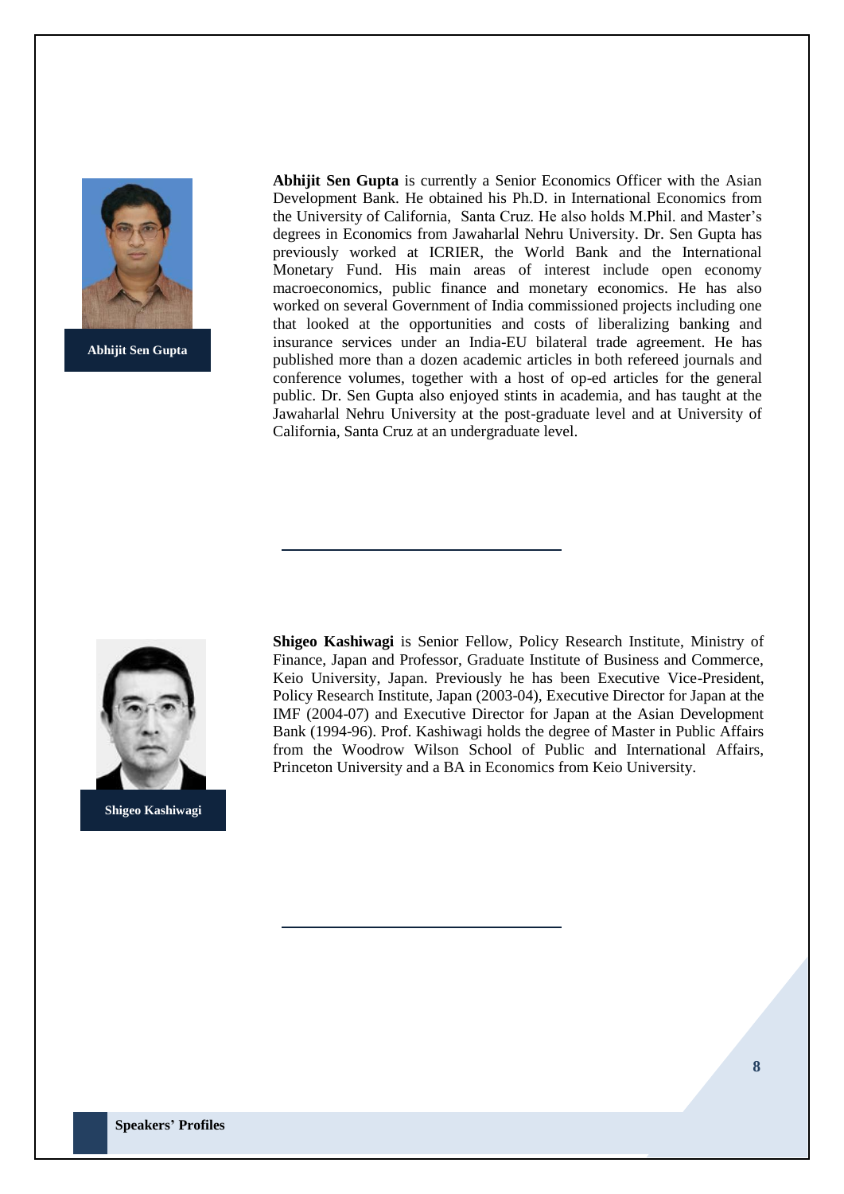**Abhijit Sen Gupta**

**Abhijit Sen Gupta** is currently a Senior Economics Officer with the Asian Development Bank. He obtained his Ph.D. in International Economics from the University of California, Santa Cruz. He also holds M.Phil. and Master's degrees in Economics from Jawaharlal Nehru University. Dr. Sen Gupta has previously worked at ICRIER, the World Bank and the International Monetary Fund. His main areas of interest include open economy macroeconomics, public finance and monetary economics. He has also worked on several Government of India commissioned projects including one that looked at the opportunities and costs of liberalizing banking and insurance services under an India-EU bilateral trade agreement. He has published more than a dozen academic articles in both refereed journals and conference volumes, together with a host of op-ed articles for the general public. Dr. Sen Gupta also enjoyed stints in academia, and has taught at the Jawaharlal Nehru University at the post-graduate level and at University of California, Santa Cruz at an undergraduate level.

---

**Shigeo Kashiwagi**

**Shigeo Kashiwagi** is Senior Fellow, Policy Research Institute, Ministry of Finance, Japan and Professor, Graduate Institute of Business and Commerce, Keio University, Japan. Previously he has been Executive Vice-President, Policy Research Institute, Japan (2003-04), Executive Director for Japan at the IMF (2004-07) and Executive Director for Japan at the Asian Development Bank (1994-96). Prof. Kashiwagi holds the degree of Master in Public Affairs from the Woodrow Wilson School of Public and International Affairs, Princeton University and a BA in Economics from Keio University.

---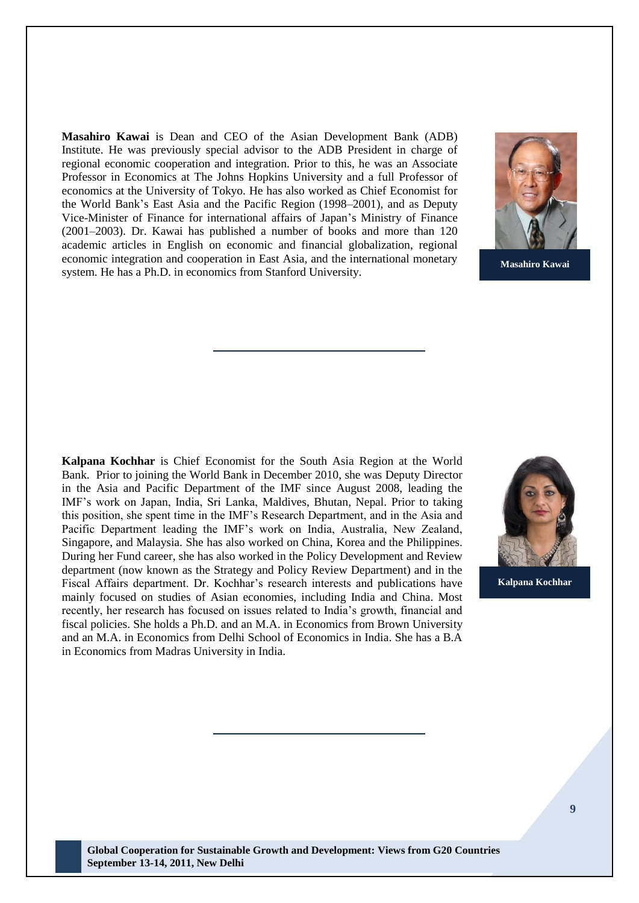**Masahiro Kawai** is Dean and CEO of the Asian Development Bank (ADB) Institute. He was previously special advisor to the ADB President in charge of regional economic cooperation and integration. Prior to this, he was an Associate Professor in Economics at The Johns Hopkins University and a full Professor of economics at the University of Tokyo. He has also worked as Chief Economist for the World Bank's East Asia and the Pacific Region (1998–2001), and as Deputy Vice-Minister of Finance for international affairs of Japan's Ministry of Finance (2001–2003). Dr. Kawai has published a number of books and more than 120 academic articles in English on economic and financial globalization, regional economic integration and cooperation in East Asia, and the international monetary system. He has a Ph.D. in economics from Stanford University.

Masahiro Kawai

---

**Kalpana Kochhar** is Chief Economist for the South Asia Region at the World Bank. Prior to joining the World Bank in December 2010, she was Deputy Director in the Asia and Pacific Department of the IMF since August 2008, leading the IMF's work on Japan, India, Sri Lanka, Maldives, Bhutan, Nepal. Prior to taking this position, she spent time in the IMF's Research Department, and in the Asia and Pacific Department leading the IMF's work on India, Australia, New Zealand, Singapore, and Malaysia. She has also worked on China, Korea and the Philippines. During her Fund career, she has also worked in the Policy Development and Review department (now known as the Strategy and Policy Review Department) and in the Fiscal Affairs department. Dr. Kochhar's research interests and publications have mainly focused on studies of Asian economies, including India and China. Most recently, her research has focused on issues related to India's growth, financial and fiscal policies. She holds a Ph.D. and an M.A. in Economics from Brown University and an M.A. in Economics from Delhi School of Economics in India. She has a B.A in Economics from Madras University in India.

Kalpana Kochhar

---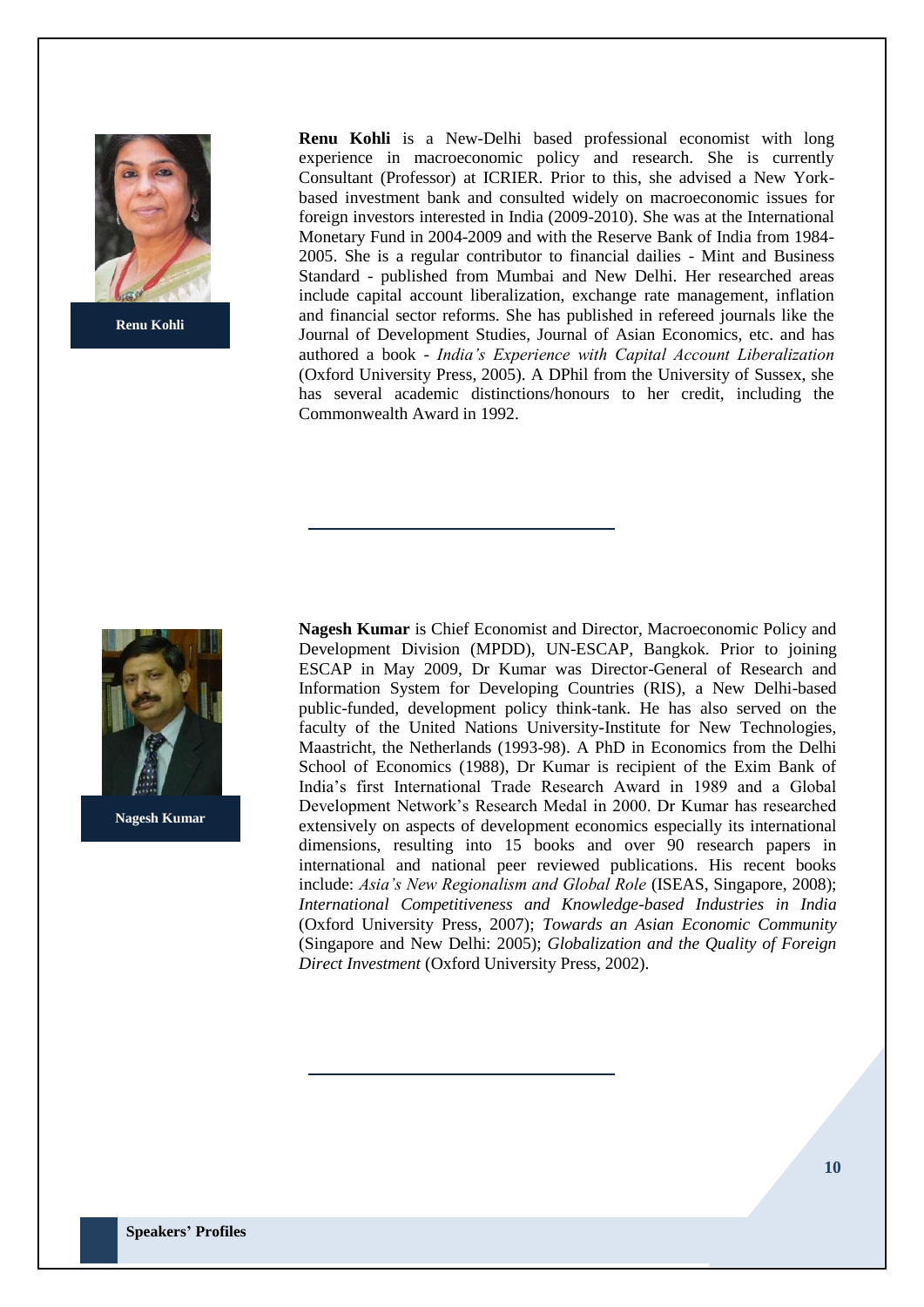**Renu Kohli**

**Renu Kohli** is a New-Delhi based professional economist with long experience in macroeconomic policy and research. She is currently Consultant (Professor) at ICRIER. Prior to this, she advised a New York-based investment bank and consulted widely on macroeconomic issues for foreign investors interested in India (2009-2010). She was at the International Monetary Fund in 2004-2009 and with the Reserve Bank of India from 1984-2005. She is a regular contributor to financial dailies - Mint and Business Standard - published from Mumbai and New Delhi. Her researched areas include capital account liberalization, exchange rate management, inflation and financial sector reforms. She has published in refereed journals like the Journal of Development Studies, Journal of Asian Economics, etc. and has authored a book - *India's Experience with Capital Account Liberalization* (Oxford University Press, 2005). A DPhil from the University of Sussex, she has several academic distinctions/honours to her credit, including the Commonwealth Award in 1992.

---

**Nagesh Kumar**

**Nagesh Kumar** is Chief Economist and Director, Macroeconomic Policy and Development Division (MPDD), UN-ESCAP, Bangkok. Prior to joining ESCAP in May 2009, Dr Kumar was Director-General of Research and Information System for Developing Countries (RIS), a New Delhi-based public-funded, development policy think-tank. He has also served on the faculty of the United Nations University-Institute for New Technologies, Maastricht, the Netherlands (1993-98). A PhD in Economics from the Delhi School of Economics (1988), Dr Kumar is recipient of the Exim Bank of India's first International Trade Research Award in 1989 and a Global Development Network's Research Medal in 2000. Dr Kumar has researched extensively on aspects of development economics especially its international dimensions, resulting into 15 books and over 90 research papers in international and national peer reviewed publications. His recent books include: *Asia's New Regionalism and Global Role* (ISEAS, Singapore, 2008); *International Competitiveness and Knowledge-based Industries in India* (Oxford University Press, 2007); *Towards an Asian Economic Community* (Singapore and New Delhi: 2005); *Globalization and the Quality of Foreign Direct Investment* (Oxford University Press, 2002).

---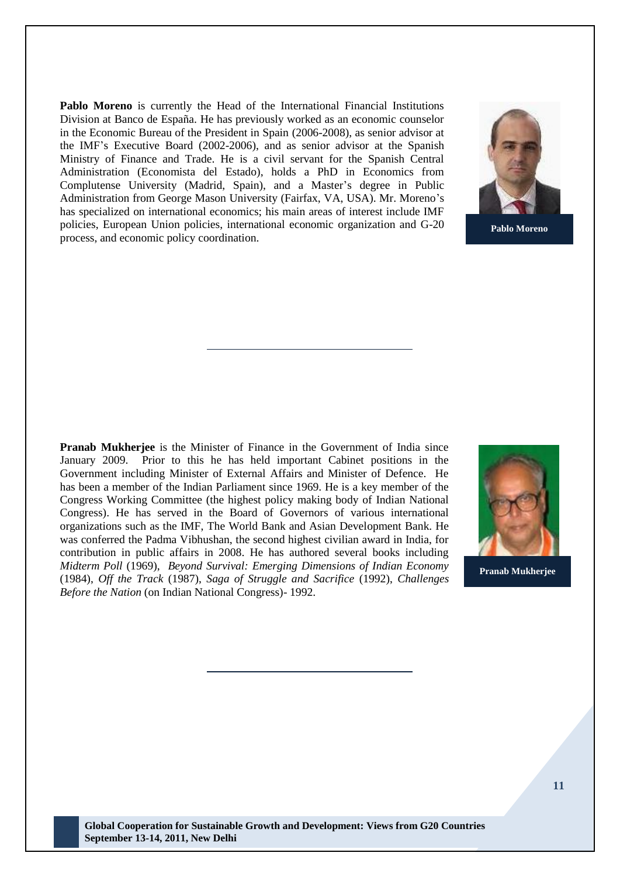**Pablo Moreno** is currently the Head of the International Financial Institutions Division at Banco de España. He has previously worked as an economic counselor in the Economic Bureau of the President in Spain (2006-2008), as senior advisor at the IMF's Executive Board (2002-2006), and as senior advisor at the Spanish Ministry of Finance and Trade. He is a civil servant for the Spanish Central Administration (Economista del Estado), holds a PhD in Economics from Complutense University (Madrid, Spain), and a Master's degree in Public Administration from George Mason University (Fairfax, VA, USA). Mr. Moreno's has specialized on international economics; his main areas of interest include IMF policies, European Union policies, international economic organization and G-20 process, and economic policy coordination.

**Pablo Moreno**

---

**Pranab Mukherjee** is the Minister of Finance in the Government of India since January 2009. Prior to this he has held important Cabinet positions in the Government including Minister of External Affairs and Minister of Defence. He has been a member of the Indian Parliament since 1969. He is a key member of the Congress Working Committee (the highest policy making body of Indian National Congress). He has served in the Board of Governors of various international organizations such as the IMF, The World Bank and Asian Development Bank. He was conferred the Padma Vibhushan, the second highest civilian award in India, for contribution in public affairs in 2008. He has authored several books including *Midterm Poll* (1969), *Beyond Survival: Emerging Dimensions of Indian Economy* (1984), *Off the Track* (1987), *Saga of Struggle and Sacrifice* (1992), *Challenges Before the Nation* (on Indian National Congress)- 1992.

**Pranab Mukherjee**

---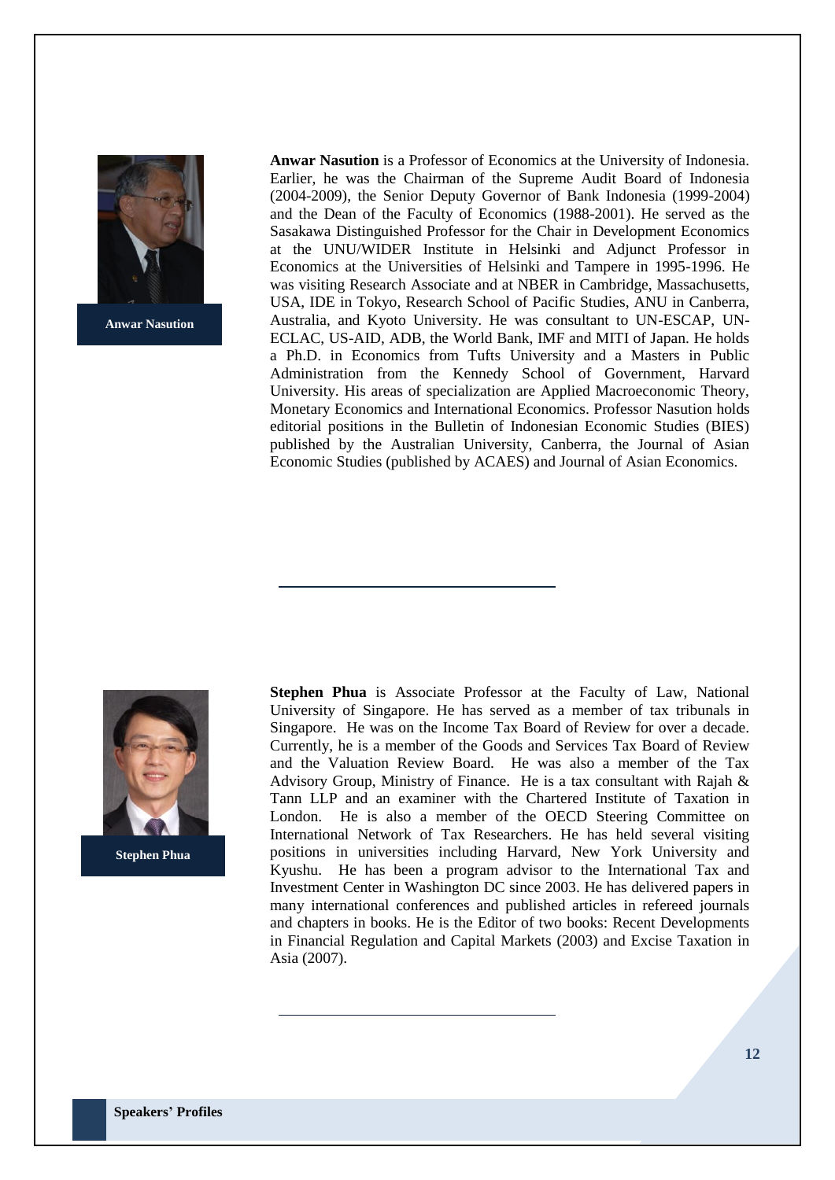**Anwar Nasution**

**Anwar Nasution** is a Professor of Economics at the University of Indonesia. Earlier, he was the Chairman of the Supreme Audit Board of Indonesia (2004-2009), the Senior Deputy Governor of Bank Indonesia (1999-2004) and the Dean of the Faculty of Economics (1988-2001). He served as the Sasakawa Distinguished Professor for the Chair in Development Economics at the UNU/WIDER Institute in Helsinki and Adjunct Professor in Economics at the Universities of Helsinki and Tampere in 1995-1996. He was visiting Research Associate and at NBER in Cambridge, Massachusetts, USA, IDE in Tokyo, Research School of Pacific Studies, ANU in Canberra, Australia, and Kyoto University. He was consultant to UN-ESCAP, UN-ECLAC, US-AID, ADB, the World Bank, IMF and MITI of Japan. He holds a Ph.D. in Economics from Tufts University and a Masters in Public Administration from the Kennedy School of Government, Harvard University. His areas of specialization are Applied Macroeconomic Theory, Monetary Economics and International Economics. Professor Nasution holds editorial positions in the Bulletin of Indonesian Economic Studies (BIES) published by the Australian University, Canberra, the Journal of Asian Economic Studies (published by ACAES) and Journal of Asian Economics.

---

**Stephen Phua**

**Stephen Phua** is Associate Professor at the Faculty of Law, National University of Singapore. He has served as a member of tax tribunals in Singapore. He was on the Income Tax Board of Review for over a decade. Currently, he is a member of the Goods and Services Tax Board of Review and the Valuation Review Board. He was also a member of the Tax Advisory Group, Ministry of Finance. He is a tax consultant with Rajah & Tann LLP and an examiner with the Chartered Institute of Taxation in London. He is also a member of the OECD Steering Committee on International Network of Tax Researchers. He has held several visiting positions in universities including Harvard, New York University and Kyushu. He has been a program advisor to the International Tax and Investment Center in Washington DC since 2003. He has delivered papers in many international conferences and published articles in refereed journals and chapters in books. He is the Editor of two books: Recent Developments in Financial Regulation and Capital Markets (2003) and Excise Taxation in Asia (2007).

---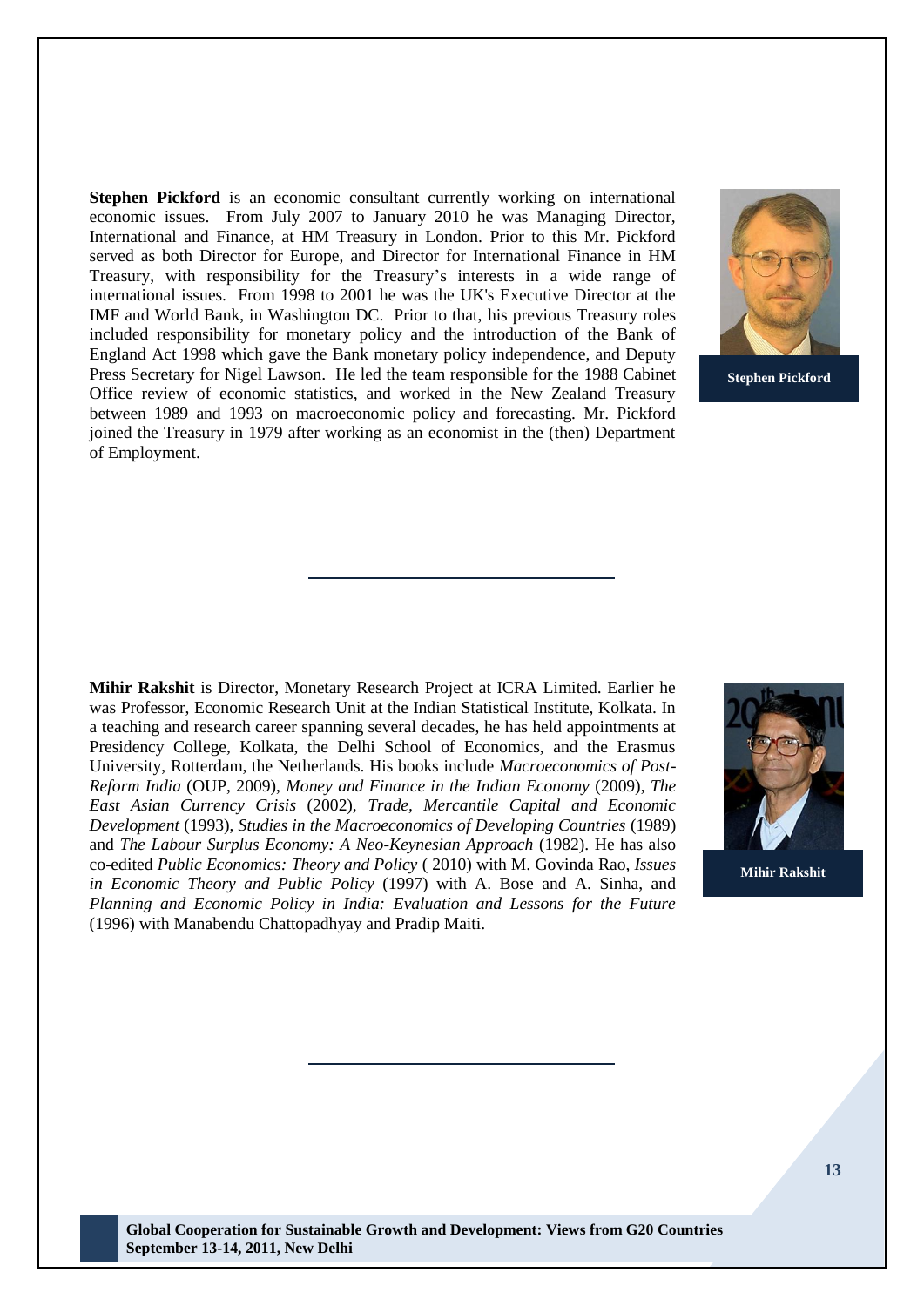**Stephen Pickford** is an economic consultant currently working on international economic issues. From July 2007 to January 2010 he was Managing Director, International and Finance, at HM Treasury in London. Prior to this Mr. Pickford served as both Director for Europe, and Director for International Finance in HM Treasury, with responsibility for the Treasury's interests in a wide range of international issues. From 1998 to 2001 he was the UK's Executive Director at the IMF and World Bank, in Washington DC. Prior to that, his previous Treasury roles included responsibility for monetary policy and the introduction of the Bank of England Act 1998 which gave the Bank monetary policy independence, and Deputy Press Secretary for Nigel Lawson. He led the team responsible for the 1988 Cabinet Office review of economic statistics, and worked in the New Zealand Treasury between 1989 and 1993 on macroeconomic policy and forecasting. Mr. Pickford joined the Treasury in 1979 after working as an economist in the (then) Department of Employment.

**Stephen Pickford**

---

**Mihir Rakshit** is Director, Monetary Research Project at ICRA Limited. Earlier he was Professor, Economic Research Unit at the Indian Statistical Institute, Kolkata. In a teaching and research career spanning several decades, he has held appointments at Presidency College, Kolkata, the Delhi School of Economics, and the Erasmus University, Rotterdam, the Netherlands. His books include *Macroeconomics of Post-Reform India* (OUP, 2009), *Money and Finance in the Indian Economy* (2009), *The East Asian Currency Crisis* (2002), *Trade, Mercantile Capital and Economic Development* (1993), *Studies in the Macroeconomics of Developing Countries* (1989) and *The Labour Surplus Economy: A Neo-Keynesian Approach* (1982). He has also co-edited *Public Economics: Theory and Policy* ( 2010) with M. Govinda Rao, *Issues in Economic Theory and Public Policy* (1997) with A. Bose and A. Sinha, and *Planning and Economic Policy in India: Evaluation and Lessons for the Future* (1996) with Manabendu Chattopadhyay and Pradip Maiti.

**Mihir Rakshit**

---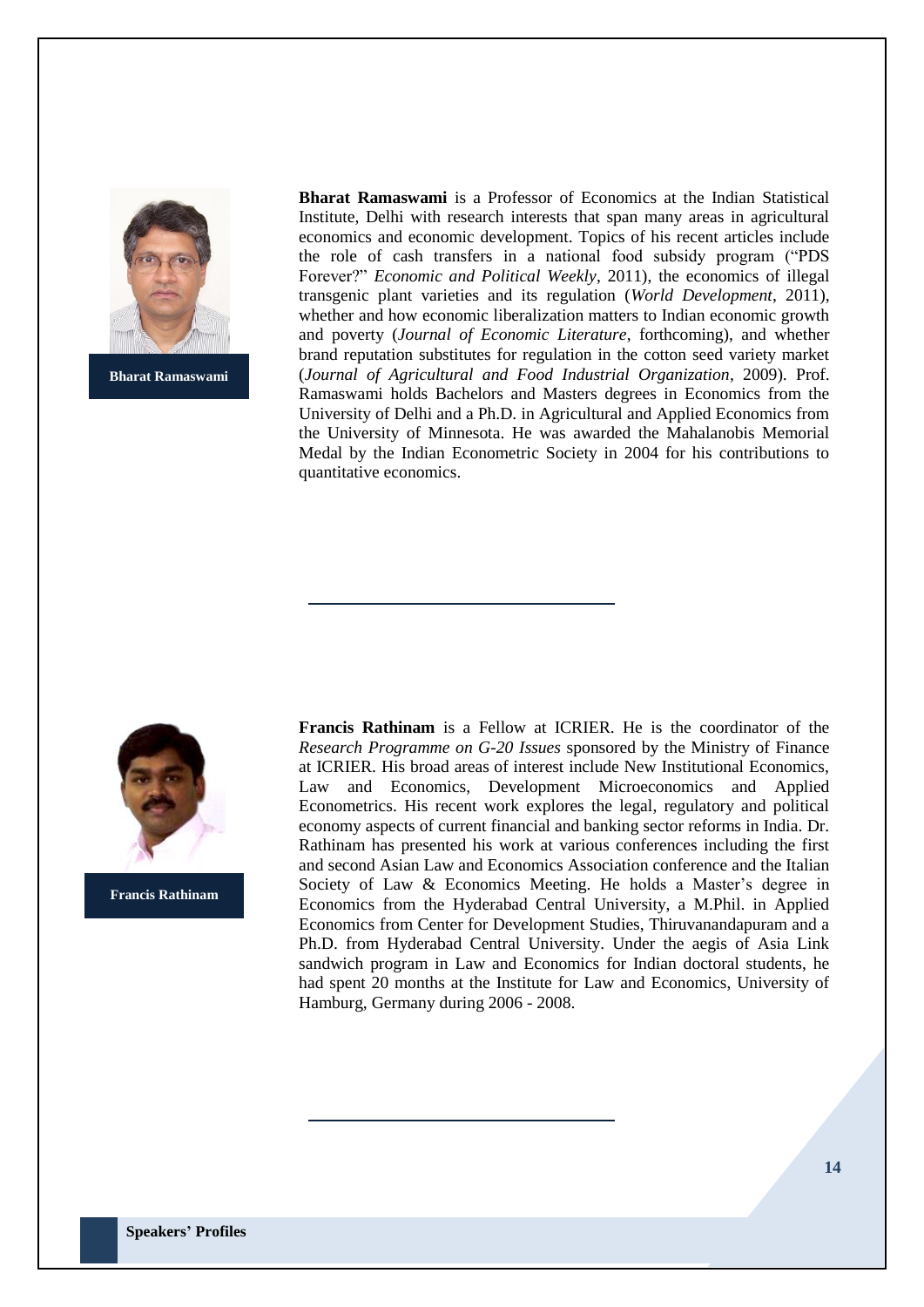**Bharat Ramaswami**

**Bharat Ramaswami** is a Professor of Economics at the Indian Statistical Institute, Delhi with research interests that span many areas in agricultural economics and economic development. Topics of his recent articles include the role of cash transfers in a national food subsidy program ("PDS Forever?" *Economic and Political Weekly*, 2011), the economics of illegal transgenic plant varieties and its regulation (*World Development*, 2011), whether and how economic liberalization matters to Indian economic growth and poverty (*Journal of Economic Literature*, forthcoming), and whether brand reputation substitutes for regulation in the cotton seed variety market (*Journal of Agricultural and Food Industrial Organization*, 2009). Prof. Ramaswami holds Bachelors and Masters degrees in Economics from the University of Delhi and a Ph.D. in Agricultural and Applied Economics from the University of Minnesota. He was awarded the Mahalanobis Memorial Medal by the Indian Econometric Society in 2004 for his contributions to quantitative economics.

---

**Francis Rathinam**

**Francis Rathinam** is a Fellow at ICRIER. He is the coordinator of the *Research Programme on G-20 Issues* sponsored by the Ministry of Finance at ICRIER. His broad areas of interest include New Institutional Economics, Law and Economics, Development Microeconomics and Applied Econometrics. His recent work explores the legal, regulatory and political economy aspects of current financial and banking sector reforms in India. Dr. Rathinam has presented his work at various conferences including the first and second Asian Law and Economics Association conference and the Italian Society of Law & Economics Meeting. He holds a Master's degree in Economics from the Hyderabad Central University, a M.Phil. in Applied Economics from Center for Development Studies, Thiruvanandapuram and a Ph.D. from Hyderabad Central University. Under the aegis of Asia Link sandwich program in Law and Economics for Indian doctoral students, he had spent 20 months at the Institute for Law and Economics, University of Hamburg, Germany during 2006 - 2008.

---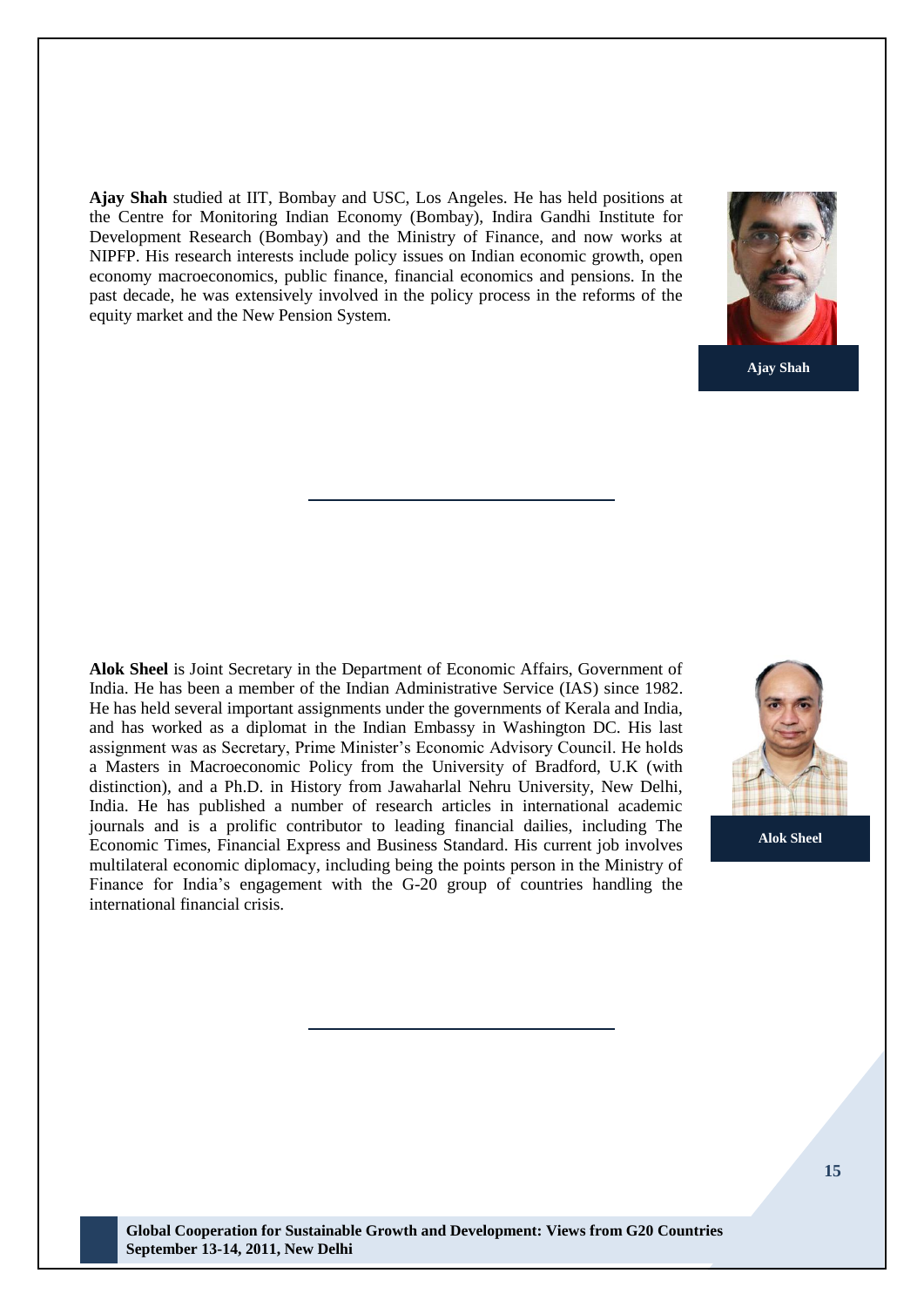**Ajay Shah** studied at IIT, Bombay and USC, Los Angeles. He has held positions at the Centre for Monitoring Indian Economy (Bombay), Indira Gandhi Institute for Development Research (Bombay) and the Ministry of Finance, and now works at NIPFP. His research interests include policy issues on Indian economic growth, open economy macroeconomics, public finance, financial economics and pensions. In the past decade, he was extensively involved in the policy process in the reforms of the equity market and the New Pension System.

Ajay Shah

---

**Alok Sheel** is Joint Secretary in the Department of Economic Affairs, Government of India. He has been a member of the Indian Administrative Service (IAS) since 1982. He has held several important assignments under the governments of Kerala and India, and has worked as a diplomat in the Indian Embassy in Washington DC. His last assignment was as Secretary, Prime Minister's Economic Advisory Council. He holds a Masters in Macroeconomic Policy from the University of Bradford, U.K (with distinction), and a Ph.D. in History from Jawaharlal Nehru University, New Delhi, India. He has published a number of research articles in international academic journals and is a prolific contributor to leading financial dailies, including The Economic Times, Financial Express and Business Standard. His current job involves multilateral economic diplomacy, including being the points person in the Ministry of Finance for India's engagement with the G-20 group of countries handling the international financial crisis.

Alok Sheel

---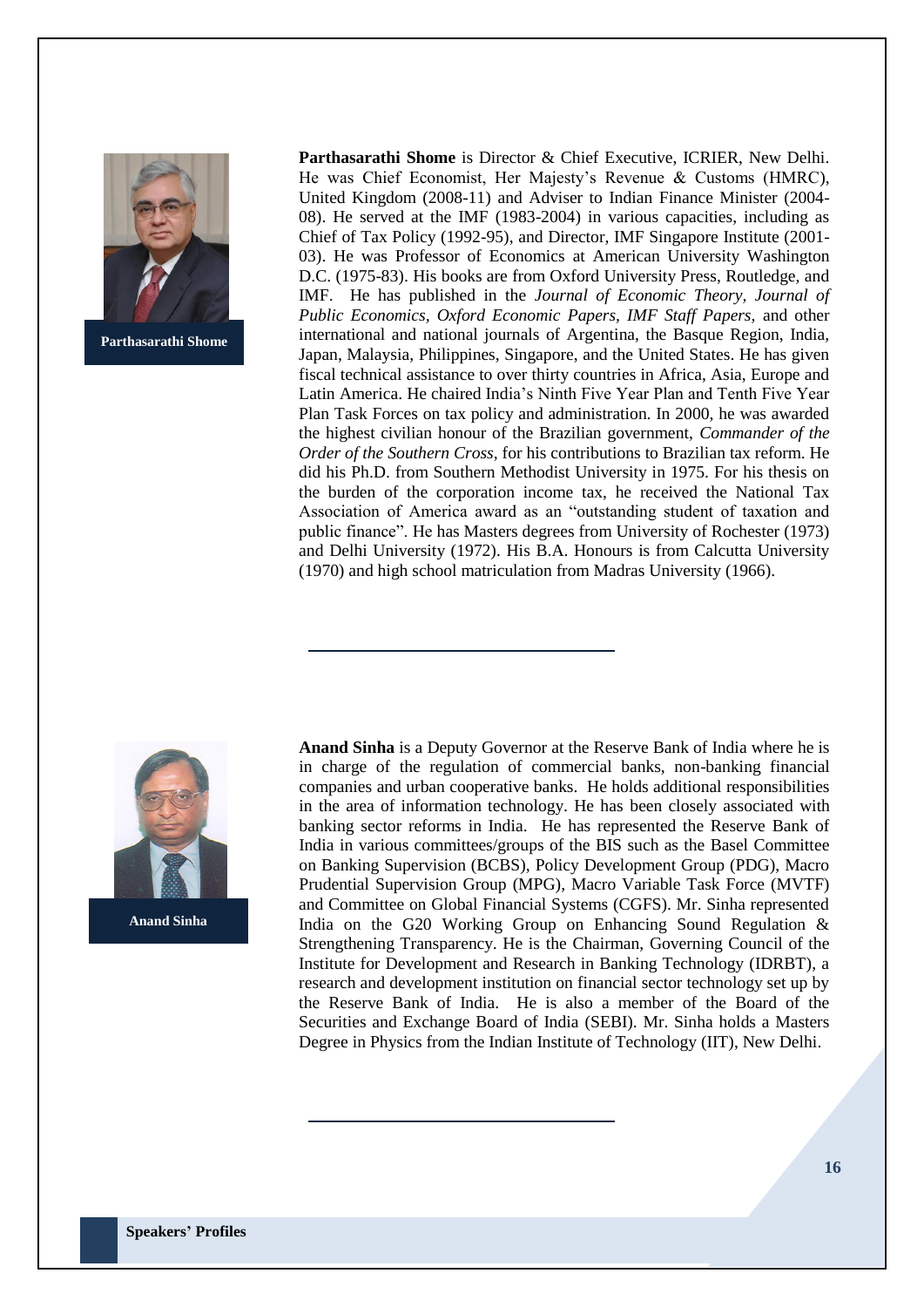**Parthasarathi Shome**

**Parthasarathi Shome** is Director & Chief Executive, ICRIER, New Delhi. He was Chief Economist, Her Majesty's Revenue & Customs (HMRC), United Kingdom (2008-11) and Adviser to Indian Finance Minister (2004-08). He served at the IMF (1983-2004) in various capacities, including as Chief of Tax Policy (1992-95), and Director, IMF Singapore Institute (2001-03). He was Professor of Economics at American University Washington D.C. (1975-83). His books are from Oxford University Press, Routledge, and IMF. He has published in the *Journal of Economic Theory, Journal of Public Economics, Oxford Economic Papers, IMF Staff Papers,* and other international and national journals of Argentina, the Basque Region, India, Japan, Malaysia, Philippines, Singapore, and the United States. He has given fiscal technical assistance to over thirty countries in Africa, Asia, Europe and Latin America. He chaired India's Ninth Five Year Plan and Tenth Five Year Plan Task Forces on tax policy and administration. In 2000, he was awarded the highest civilian honour of the Brazilian government, *Commander of the Order of the Southern Cross*, for his contributions to Brazilian tax reform. He did his Ph.D. from Southern Methodist University in 1975. For his thesis on the burden of the corporation income tax, he received the National Tax Association of America award as an "outstanding student of taxation and public finance". He has Masters degrees from University of Rochester (1973) and Delhi University (1972). His B.A. Honours is from Calcutta University (1970) and high school matriculation from Madras University (1966).

---

**Anand Sinha**

**Anand Sinha** is a Deputy Governor at the Reserve Bank of India where he is in charge of the regulation of commercial banks, non-banking financial companies and urban cooperative banks. He holds additional responsibilities in the area of information technology. He has been closely associated with banking sector reforms in India. He has represented the Reserve Bank of India in various committees/groups of the BIS such as the Basel Committee on Banking Supervision (BCBS), Policy Development Group (PDG), Macro Prudential Supervision Group (MPG), Macro Variable Task Force (MVTF) and Committee on Global Financial Systems (CGFS). Mr. Sinha represented India on the G20 Working Group on Enhancing Sound Regulation & Strengthening Transparency. He is the Chairman, Governing Council of the Institute for Development and Research in Banking Technology (IDRBT), a research and development institution on financial sector technology set up by the Reserve Bank of India. He is also a member of the Board of the Securities and Exchange Board of India (SEBI). Mr. Sinha holds a Masters Degree in Physics from the Indian Institute of Technology (IIT), New Delhi.

---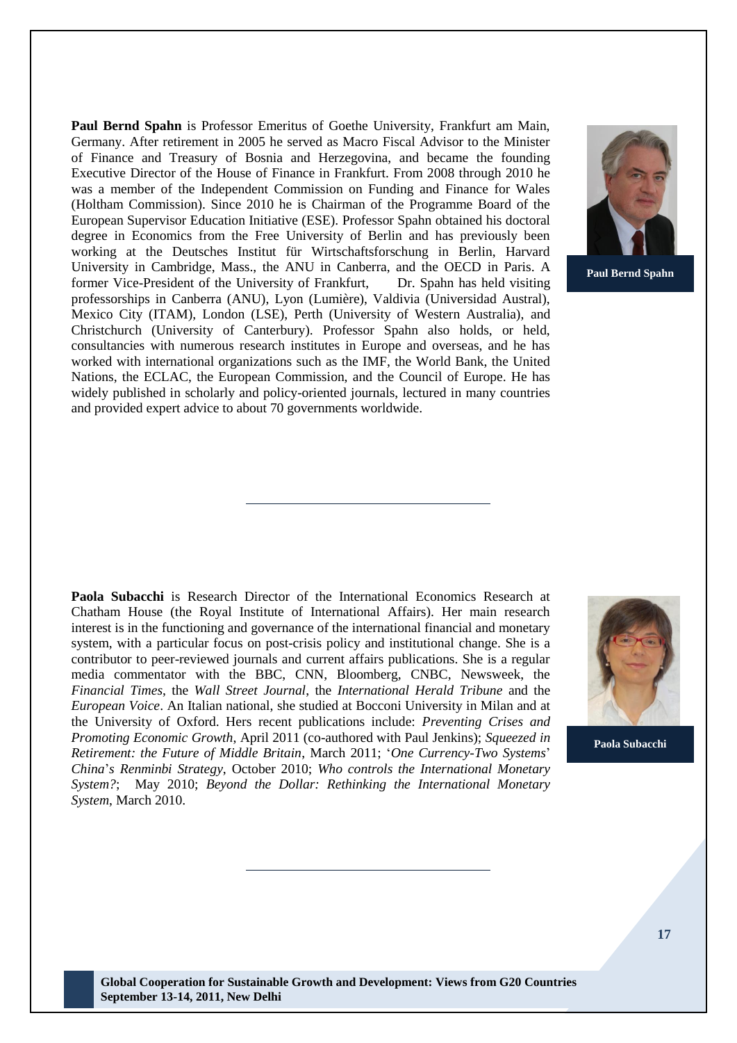**Paul Bernd Spahn** is Professor Emeritus of Goethe University, Frankfurt am Main, Germany. After retirement in 2005 he served as Macro Fiscal Advisor to the Minister of Finance and Treasury of Bosnia and Herzegovina, and became the founding Executive Director of the House of Finance in Frankfurt. From 2008 through 2010 he was a member of the Independent Commission on Funding and Finance for Wales (Holtham Commission). Since 2010 he is Chairman of the Programme Board of the European Supervisor Education Initiative (ESE). Professor Spahn obtained his doctoral degree in Economics from the Free University of Berlin and has previously been working at the Deutsches Institut für Wirtschaftsforschung in Berlin, Harvard University in Cambridge, Mass., the ANU in Canberra, and the OECD in Paris. A former Vice-President of the University of Frankfurt, Dr. Spahn has held visiting professorships in Canberra (ANU), Lyon (Lumière), Valdivia (Universidad Austral), Mexico City (ITAM), London (LSE), Perth (University of Western Australia), and Christchurch (University of Canterbury). Professor Spahn also holds, or held, consultancies with numerous research institutes in Europe and overseas, and he has worked with international organizations such as the IMF, the World Bank, the United Nations, the ECLAC, the European Commission, and the Council of Europe. He has widely published in scholarly and policy-oriented journals, lectured in many countries and provided expert advice to about 70 governments worldwide.

**Paul Bernd Spahn**

---

**Paola Subacchi** is Research Director of the International Economics Research at Chatham House (the Royal Institute of International Affairs). Her main research interest is in the functioning and governance of the international financial and monetary system, with a particular focus on post-crisis policy and institutional change. She is a contributor to peer-reviewed journals and current affairs publications. She is a regular media commentator with the BBC, CNN, Bloomberg, CNBC, Newsweek, the *Financial Times*, the *Wall Street Journal*, the *International Herald Tribune* and the *European Voice*. An Italian national, she studied at Bocconi University in Milan and at the University of Oxford. Hers recent publications include: *Preventing Crises and Promoting Economic Growth*, April 2011 (co-authored with Paul Jenkins); *Squeezed in Retirement: the Future of Middle Britain*, March 2011; '*One Currency-Two Systems*' *China*'*s Renminbi Strategy*, October 2010; *Who controls the International Monetary System?*; May 2010; *Beyond the Dollar: Rethinking the International Monetary System*, March 2010.

**Paola Subacchi**

---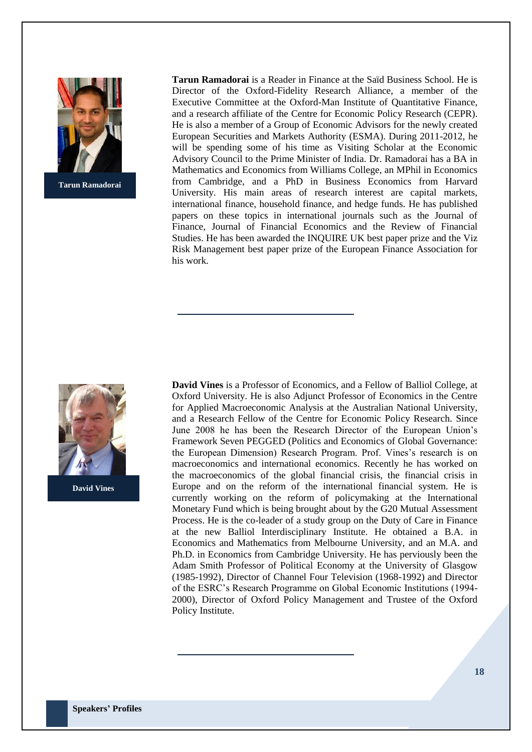**Tarun Ramadorai**

**Tarun Ramadorai** is a Reader in Finance at the Saïd Business School. He is Director of the Oxford-Fidelity Research Alliance, a member of the Executive Committee at the Oxford-Man Institute of Quantitative Finance, and a research affiliate of the Centre for Economic Policy Research (CEPR). He is also a member of a Group of Economic Advisors for the newly created European Securities and Markets Authority (ESMA). During 2011-2012, he will be spending some of his time as Visiting Scholar at the Economic Advisory Council to the Prime Minister of India. Dr. Ramadorai has a BA in Mathematics and Economics from Williams College, an MPhil in Economics from Cambridge, and a PhD in Business Economics from Harvard University. His main areas of research interest are capital markets, international finance, household finance, and hedge funds. He has published papers on these topics in international journals such as the Journal of Finance, Journal of Financial Economics and the Review of Financial Studies. He has been awarded the INQUIRE UK best paper prize and the Viz Risk Management best paper prize of the European Finance Association for his work.

---

**David Vines**

**David Vines** is a Professor of Economics, and a Fellow of Balliol College, at Oxford University. He is also Adjunct Professor of Economics in the Centre for Applied Macroeconomic Analysis at the Australian National University, and a Research Fellow of the Centre for Economic Policy Research. Since June 2008 he has been the Research Director of the European Union's Framework Seven PEGGED (Politics and Economics of Global Governance: the European Dimension) Research Program. Prof. Vines's research is on macroeconomics and international economics. Recently he has worked on the macroeconomics of the global financial crisis, the financial crisis in Europe and on the reform of the international financial system. He is currently working on the reform of policymaking at the International Monetary Fund which is being brought about by the G20 Mutual Assessment Process. He is the co-leader of a study group on the Duty of Care in Finance at the new Balliol Interdisciplinary Institute. He obtained a B.A. in Economics and Mathematics from Melbourne University, and an M.A. and Ph.D. in Economics from Cambridge University. He has perviously been the Adam Smith Professor of Political Economy at the University of Glasgow (1985-1992), Director of Channel Four Television (1968-1992) and Director of the ESRC's Research Programme on Global Economic Institutions (1994-2000), Director of Oxford Policy Management and Trustee of the Oxford Policy Institute.

---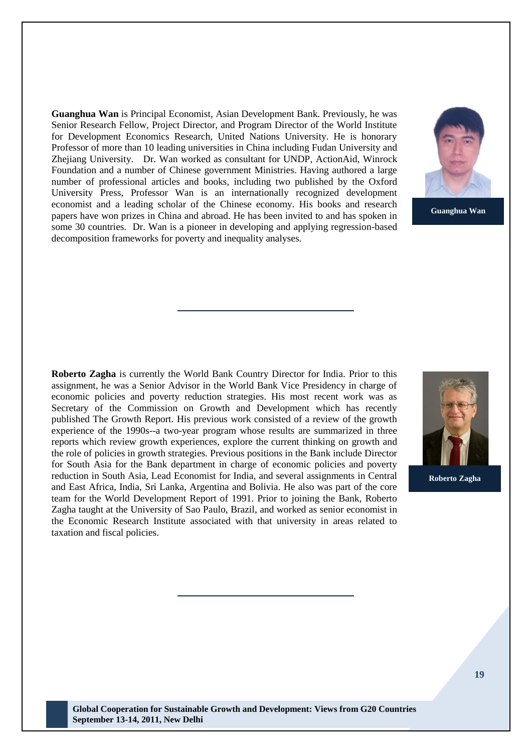**Guanghua Wan** is Principal Economist, Asian Development Bank. Previously, he was Senior Research Fellow, Project Director, and Program Director of the World Institute for Development Economics Research, United Nations University. He is honorary Professor of more than 10 leading universities in China including Fudan University and Zhejiang University. Dr. Wan worked as consultant for UNDP, ActionAid, Winrock Foundation and a number of Chinese government Ministries. Having authored a large number of professional articles and books, including two published by the Oxford University Press, Professor Wan is an internationally recognized development economist and a leading scholar of the Chinese economy. His books and research papers have won prizes in China and abroad. He has been invited to and has spoken in some 30 countries. Dr. Wan is a pioneer in developing and applying regression-based decomposition frameworks for poverty and inequality analyses.

**Guanghua Wan**

---

**Roberto Zagha** is currently the World Bank Country Director for India. Prior to this assignment, he was a Senior Advisor in the World Bank Vice Presidency in charge of economic policies and poverty reduction strategies. His most recent work was as Secretary of the Commission on Growth and Development which has recently published The Growth Report. His previous work consisted of a review of the growth experience of the 1990s--a two-year program whose results are summarized in three reports which review growth experiences, explore the current thinking on growth and the role of policies in growth strategies. Previous positions in the Bank include Director for South Asia for the Bank department in charge of economic policies and poverty reduction in South Asia, Lead Economist for India, and several assignments in Central and East Africa, India, Sri Lanka, Argentina and Bolivia. He also was part of the core team for the World Development Report of 1991. Prior to joining the Bank, Roberto Zagha taught at the University of Sao Paulo, Brazil, and worked as senior economist in the Economic Research Institute associated with that university in areas related to taxation and fiscal policies.

**Roberto Zagha**

---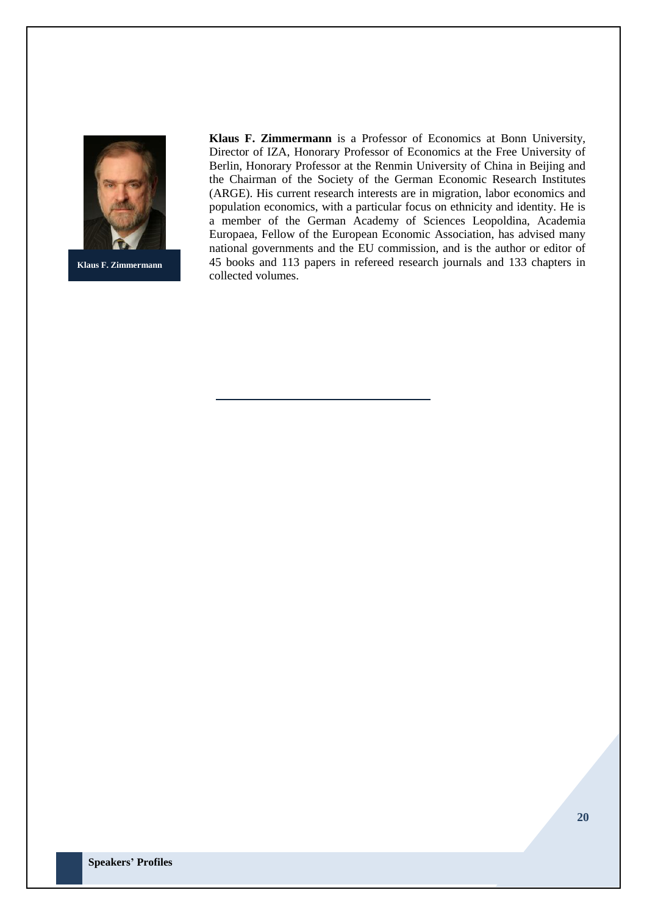Klaus F. Zimmermann

**Klaus F. Zimmermann** is a Professor of Economics at Bonn University, Director of IZA, Honorary Professor of Economics at the Free University of Berlin, Honorary Professor at the Renmin University of China in Beijing and the Chairman of the Society of the German Economic Research Institutes (ARGE). His current research interests are in migration, labor economics and population economics, with a particular focus on ethnicity and identity. He is a member of the German Academy of Sciences Leopoldina, Academia Europaea, Fellow of the European Economic Association, has advised many national governments and the EU commission, and is the author or editor of 45 books and 113 papers in refereed research journals and 133 chapters in collected volumes.